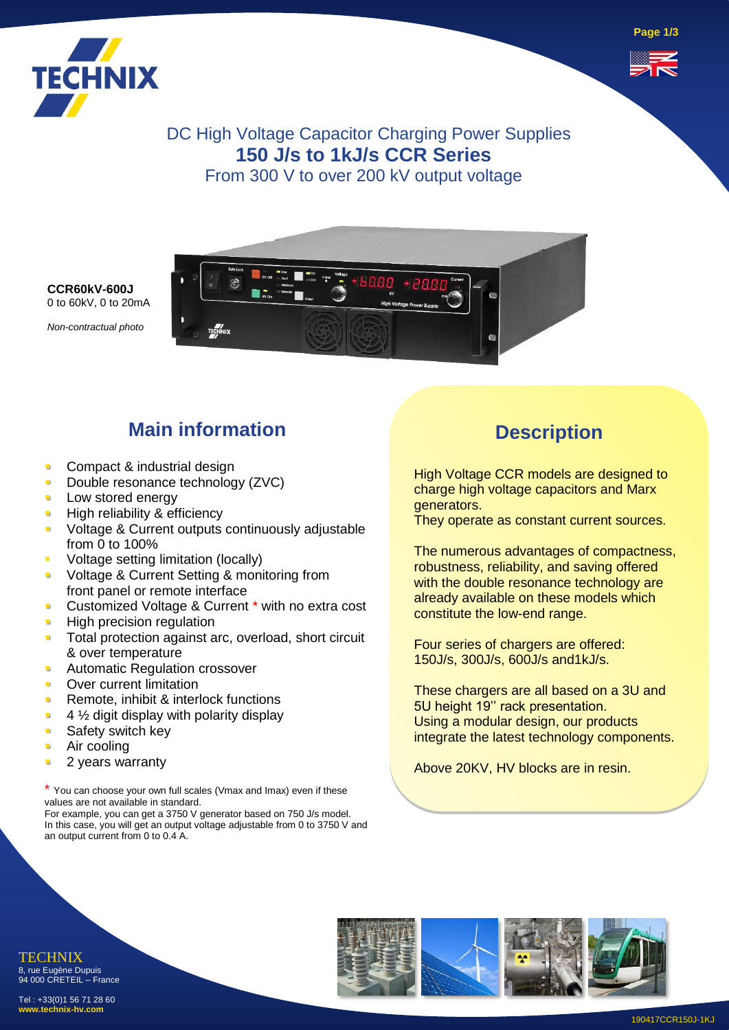# DC High Voltage Capacitor Charging Power Supplies
## 150 J/s to 1kJ/s CCR Series
From 300 V to over 200 kV output voltage

**CCR60kV-600J**
0 to 60kV, 0 to 20mA

*Non-contractual photo*

## Main information

- Compact & industrial design
- Double resonance technology (ZVC)
- Low stored energy
- High reliability & efficiency
- Voltage & Current outputs continuously adjustable from 0 to 100%
- Voltage setting limitation (locally)
- Voltage & Current Setting & monitoring from front panel or remote interface
- Customized Voltage & Current * with no extra cost
- High precision regulation
- Total protection against arc, overload, short circuit & over temperature
- Automatic Regulation crossover
- Over current limitation
- Remote, inhibit & interlock functions
- 4 ½ digit display with polarity display
- Safety switch key
- Air cooling
- 2 years warranty

\* You can choose your own full scales (Vmax and Imax) even if these values are not available in standard.
For example, you can get a 3750 V generator based on 750 J/s model.
In this case, you will get an output voltage adjustable from 0 to 3750 V and an output current from 0 to 0.4 A.

## Description

High Voltage CCR models are designed to charge high voltage capacitors and Marx generators.
They operate as constant current sources.

The numerous advantages of compactness, robustness, reliability, and saving offered with the double resonance technology are already available on these models which constitute the low-end range.

Four series of chargers are offered: 150J/s, 300J/s, 600J/s and1kJ/s.

These chargers are all based on a 3U and 5U height 19'' rack presentation.
Using a modular design, our products integrate the latest technology components.

Above 20KV, HV blocks are in resin.

TECHNIX
8, rue Eugène Dupuis
94 000 CRETEIL – France

Tel : +33(0)1 56 71 28 60
**www.technix-hv.com**

190417CCR150J-1KJ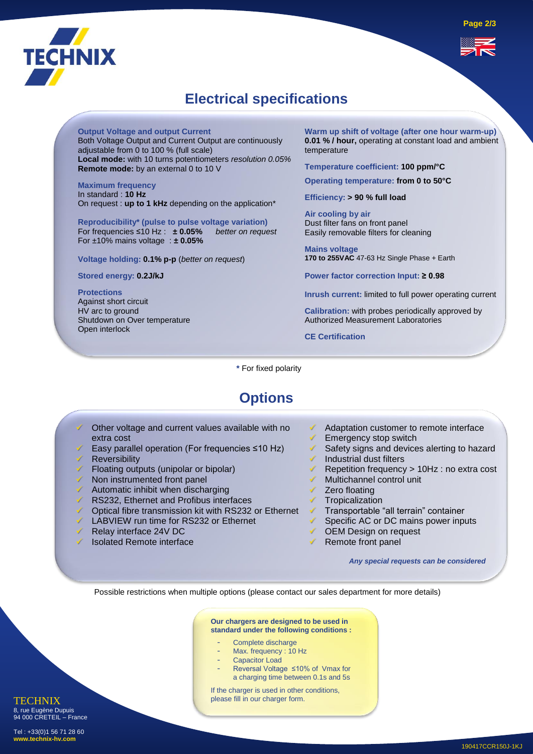# Electrical specifications

**Output Voltage and output Current**
Both Voltage Output and Current Output are continuously adjustable from 0 to 100 % (full scale)
**Local mode:** with 10 turns potentiometers *resolution 0.05%*
**Remote mode:** by an external 0 to 10 V

**Maximum frequency**
In standard : **10 Hz**
On request : **up to 1 kHz** depending on the application*

**Reproducibility* (pulse to pulse voltage variation)**
For frequencies ≤10 Hz : **± 0.05%** *better on request*
For ±10% mains voltage : **± 0.05%**

**Voltage holding:** **0.1% p-p** (*better on request*)

**Stored energy:** **0.2J/kJ**

**Protections**
Against short circuit
HV arc to ground
Shutdown on Over temperature
Open interlock

**Warm up shift of voltage (after one hour warm-up)**
**0.01 % / hour,** operating at constant load and ambient temperature

**Temperature coefficient:** **100 ppm/°C**

**Operating temperature:** **from 0 to 50°C**

**Efficiency:** **> 90 % full load**

**Air cooling by air**
Dust filter fans on front panel
Easily removable filters for cleaning

**Mains voltage**
**170 to 255VAC** 47-63 Hz Single Phase + Earth

**Power factor correction Input:** **≥ 0.98**

**Inrush current:** limited to full power operating current

**Calibration:** with probes periodically approved by Authorized Measurement Laboratories

**CE Certification**

\* For fixed polarity

# Options

- Other voltage and current values available with no extra cost
- Easy parallel operation (For frequencies ≤10 Hz)
- Reversibility
- Floating outputs (unipolar or bipolar)
- Non instrumented front panel
- Automatic inhibit when discharging
- RS232, Ethernet and Profibus interfaces
- Optical fibre transmission kit with RS232 or Ethernet
- LABVIEW run time for RS232 or Ethernet
- Relay interface 24V DC
- Isolated Remote interface
- Adaptation customer to remote interface
- Emergency stop switch
- Safety signs and devices alerting to hazard
- Industrial dust filters
- Repetition frequency > 10Hz : no extra cost
- Multichannel control unit
- Zero floating
- Tropicalization
- Transportable “all terrain” container
- Specific AC or DC mains power inputs
- OEM Design on request
- Remote front panel

***Any special requests can be considered***

Possible restrictions when multiple options (please contact our sales department for more details)

**Our chargers are designed to be used in standard under the following conditions :**

- Complete discharge
- Max. frequency : 10 Hz
- Capacitor Load
- Reversal Voltage ≤10% of Vmax for a charging time between 0.1s and 5s

If the charger is used in other conditions, please fill in our charger form.

TECHNIX
8, rue Eugène Dupuis
94 000 CRETEIL – France

Tel : +33(0)1 56 71 28 60
**www.technix-hv.com**

190417CCR150J-1KJ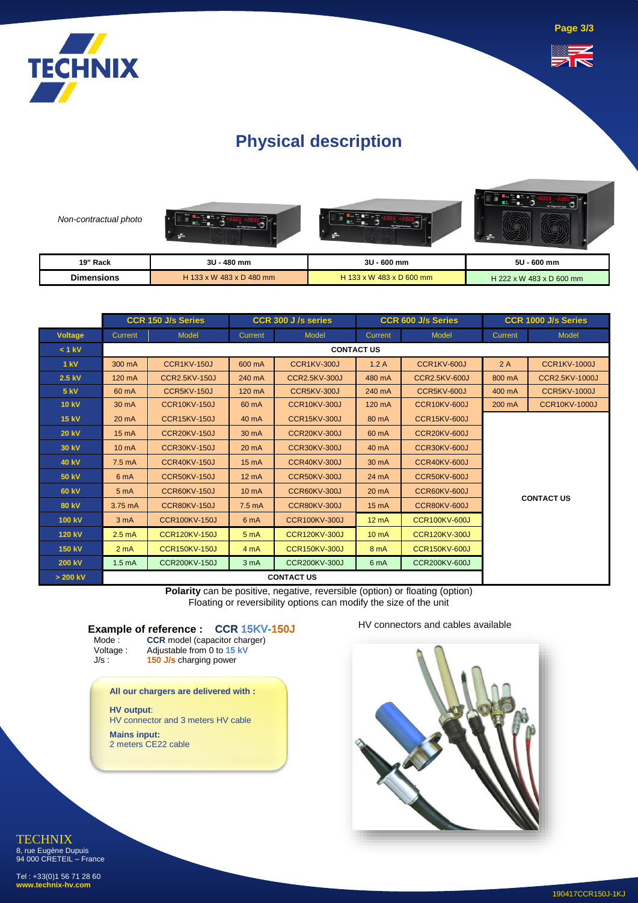# Physical description

*Non-contractual photo*

| 19" Rack | 3U - 480 mm | 3U - 600 mm | 5U - 600 mm |
|---|---|---|---|
| **Dimensions** | H 133 x W 483 x D 480 mm | H 133 x W 483 x D 600 mm | H 222 x W 483 x D 600 mm |

| | CCR 150 J/s Series | | CCR 300 J /s series | | CCR 600 J/s Series | | CCR 1000 J/s Series | |
|---|---|---|---|---|---|---|---|---|
| **Voltage** | Current | Model | Current | Model | Current | Model | Current | Model |
| **< 1 kV** | CONTACT US | | | | | | | |
| **1 kV** | 300 mA | CCR1KV-150J | 600 mA | CCR1KV-300J | 1.2 A | CCR1KV-600J | 2 A | CCR1KV-1000J |
| **2.5 kV** | 120 mA | CCR2.5KV-150J | 240 mA | CCR2.5KV-300J | 480 mA | CCR2.5KV-600J | 800 mA | CCR2.5KV-1000J |
| **5 kV** | 60 mA | CCR5KV-150J | 120 mA | CCR5KV-300J | 240 mA | CCR5KV-600J | 400 mA | CCR5KV-1000J |
| **10 kV** | 30 mA | CCR10KV-150J | 60 mA | CCR10KV-300J | 120 mA | CCR10KV-600J | 200 mA | CCR10KV-1000J |
| **15 kV** | 20 mA | CCR15KV-150J | 40 mA | CCR15KV-300J | 80 mA | CCR15KV-600J | CONTACT US | |
| **20 kV** | 15 mA | CCR20KV-150J | 30 mA | CCR20KV-300J | 60 mA | CCR20KV-600J | | |
| **30 kV** | 10 mA | CCR30KV-150J | 20 mA | CCR30KV-300J | 40 mA | CCR30KV-600J | | |
| **40 kV** | 7.5 mA | CCR40KV-150J | 15 mA | CCR40KV-300J | 30 mA | CCR40KV-600J | | |
| **50 kV** | 6 mA | CCR50KV-150J | 12 mA | CCR50KV-300J | 24 mA | CCR50KV-600J | | |
| **60 kV** | 5 mA | CCR60KV-150J | 10 mA | CCR60KV-300J | 20 mA | CCR60KV-600J | | |
| **80 kV** | 3.75 mA | CCR80KV-150J | 7.5 mA | CCR80KV-300J | 15 mA | CCR80KV-600J | | |
| **100 kV** | 3 mA | CCR100KV-150J | 6 mA | CCR100KV-300J | 12 mA | CCR100KV-600J | | |
| **120 kV** | 2.5 mA | CCR120KV-150J | 5 mA | CCR120KV-300J | 10 mA | CCR120KV-300J | | |
| **150 kV** | 2 mA | CCR150KV-150J | 4 mA | CCR150KV-300J | 8 mA | CCR150KV-600J | | |
| **200 kV** | 1.5 mA | CCR200KV-150J | 3 mA | CCR200KV-300J | 6 mA | CCR200KV-600J | | |
| **> 200 kV** | CONTACT US | | | | | | | |

**Polarity** can be positive, negative, reversible (option) or floating (option)
Floating or reversibility options can modify the size of the unit

**Example of reference : CCR 15KV-150J**

Mode : **CCR** model (capacitor charger)
Voltage : Adjustable from 0 to **15 kV**
J/s : **150 J/s** charging power

**All our chargers are delivered with :**

**HV output**:
HV connector and 3 meters HV cable

**Mains input:**
2 meters CE22 cable

HV connectors and cables available

TECHNIX
8, rue Eugène Dupuis
94 000 CRETEIL – France

Tel : +33(0)1 56 71 28 60
**www.technix-hv.com**

190417CCR150J-1KJ